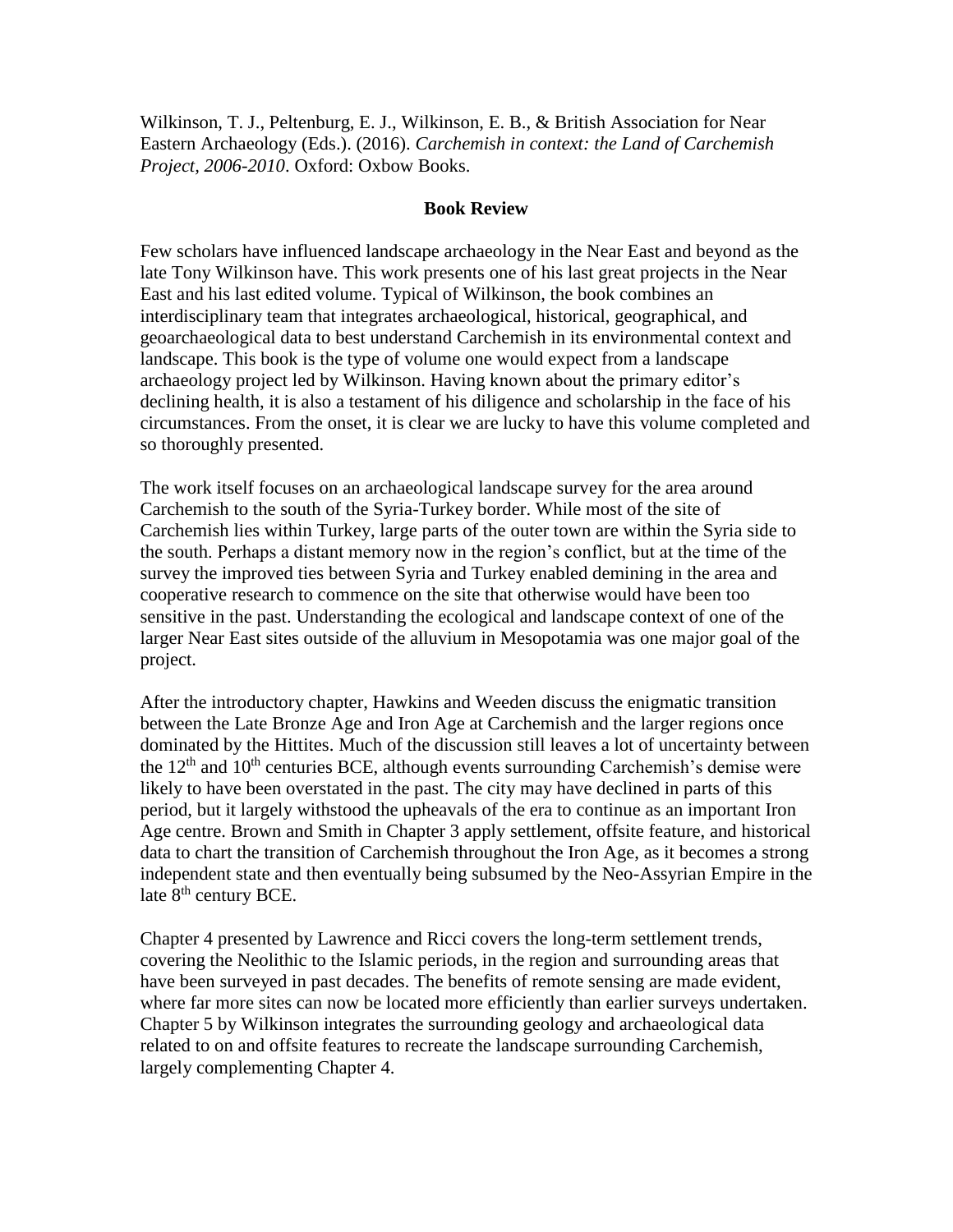Wilkinson, T. J., Peltenburg, E. J., Wilkinson, E. B., & British Association for Near Eastern Archaeology (Eds.). (2016). *Carchemish in context: the Land of Carchemish Project, 2006-2010*. Oxford: Oxbow Books.

**Book Review**

Few scholars have influenced landscape archaeology in the Near East and beyond as the late Tony Wilkinson have. This work presents one of his last great projects in the Near East and his last edited volume. Typical of Wilkinson, the book combines an interdisciplinary team that integrates archaeological, historical, geographical, and geoarchaeological data to best understand Carchemish in its environmental context and landscape. This book is the type of volume one would expect from a landscape archaeology project led by Wilkinson. Having known about the primary editor's declining health, it is also a testament of his diligence and scholarship in the face of his circumstances. From the onset, it is clear we are lucky to have this volume completed and so thoroughly presented.

The work itself focuses on an archaeological landscape survey for the area around Carchemish to the south of the Syria-Turkey border. While most of the site of Carchemish lies within Turkey, large parts of the outer town are within the Syria side to the south. Perhaps a distant memory now in the region's conflict, but at the time of the survey the improved ties between Syria and Turkey enabled demining in the area and cooperative research to commence on the site that otherwise would have been too sensitive in the past. Understanding the ecological and landscape context of one of the larger Near East sites outside of the alluvium in Mesopotamia was one major goal of the project.

After the introductory chapter, Hawkins and Weeden discuss the enigmatic transition between the Late Bronze Age and Iron Age at Carchemish and the larger regions once dominated by the Hittites. Much of the discussion still leaves a lot of uncertainty between the 12th and 10th centuries BCE, although events surrounding Carchemish's demise were likely to have been overstated in the past. The city may have declined in parts of this period, but it largely withstood the upheavals of the era to continue as an important Iron Age centre. Brown and Smith in Chapter 3 apply settlement, offsite feature, and historical data to chart the transition of Carchemish throughout the Iron Age, as it becomes a strong independent state and then eventually being subsumed by the Neo-Assyrian Empire in the late 8th century BCE.

Chapter 4 presented by Lawrence and Ricci covers the long-term settlement trends, covering the Neolithic to the Islamic periods, in the region and surrounding areas that have been surveyed in past decades. The benefits of remote sensing are made evident, where far more sites can now be located more efficiently than earlier surveys undertaken. Chapter 5 by Wilkinson integrates the surrounding geology and archaeological data related to on and offsite features to recreate the landscape surrounding Carchemish, largely complementing Chapter 4.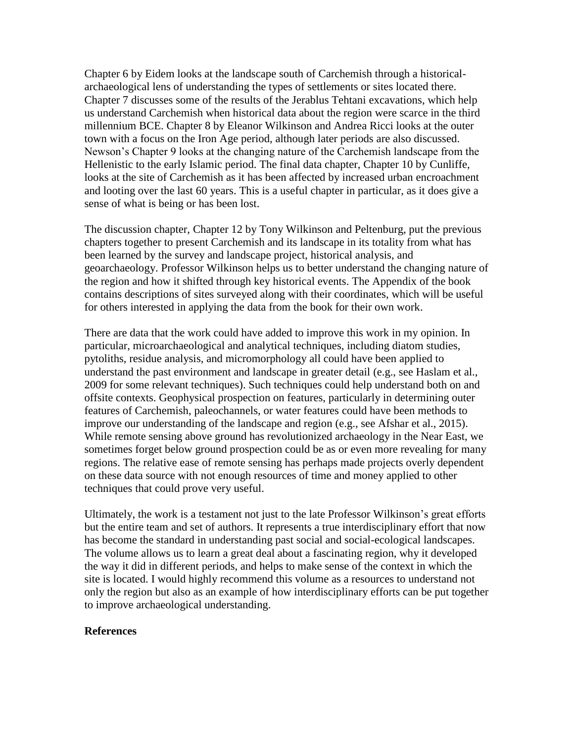Chapter 6 by Eidem looks at the landscape south of Carchemish through a historical-archaeological lens of understanding the types of settlements or sites located there. Chapter 7 discusses some of the results of the Jerablus Tehtani excavations, which help us understand Carchemish when historical data about the region were scarce in the third millennium BCE. Chapter 8 by Eleanor Wilkinson and Andrea Ricci looks at the outer town with a focus on the Iron Age period, although later periods are also discussed. Newson's Chapter 9 looks at the changing nature of the Carchemish landscape from the Hellenistic to the early Islamic period. The final data chapter, Chapter 10 by Cunliffe, looks at the site of Carchemish as it has been affected by increased urban encroachment and looting over the last 60 years. This is a useful chapter in particular, as it does give a sense of what is being or has been lost.

The discussion chapter, Chapter 12 by Tony Wilkinson and Peltenburg, put the previous chapters together to present Carchemish and its landscape in its totality from what has been learned by the survey and landscape project, historical analysis, and geoarchaeology. Professor Wilkinson helps us to better understand the changing nature of the region and how it shifted through key historical events. The Appendix of the book contains descriptions of sites surveyed along with their coordinates, which will be useful for others interested in applying the data from the book for their own work.

There are data that the work could have added to improve this work in my opinion. In particular, microarchaeological and analytical techniques, including diatom studies, pytoliths, residue analysis, and micromorphology all could have been applied to understand the past environment and landscape in greater detail (e.g., see Haslam et al., 2009 for some relevant techniques). Such techniques could help understand both on and offsite contexts. Geophysical prospection on features, particularly in determining outer features of Carchemish, paleochannels, or water features could have been methods to improve our understanding of the landscape and region (e.g., see Afshar et al., 2015). While remote sensing above ground has revolutionized archaeology in the Near East, we sometimes forget below ground prospection could be as or even more revealing for many regions. The relative ease of remote sensing has perhaps made projects overly dependent on these data source with not enough resources of time and money applied to other techniques that could prove very useful.

Ultimately, the work is a testament not just to the late Professor Wilkinson's great efforts but the entire team and set of authors. It represents a true interdisciplinary effort that now has become the standard in understanding past social and social-ecological landscapes. The volume allows us to learn a great deal about a fascinating region, why it developed the way it did in different periods, and helps to make sense of the context in which the site is located. I would highly recommend this volume as a resources to understand not only the region but also as an example of how interdisciplinary efforts can be put together to improve archaeological understanding.

**References**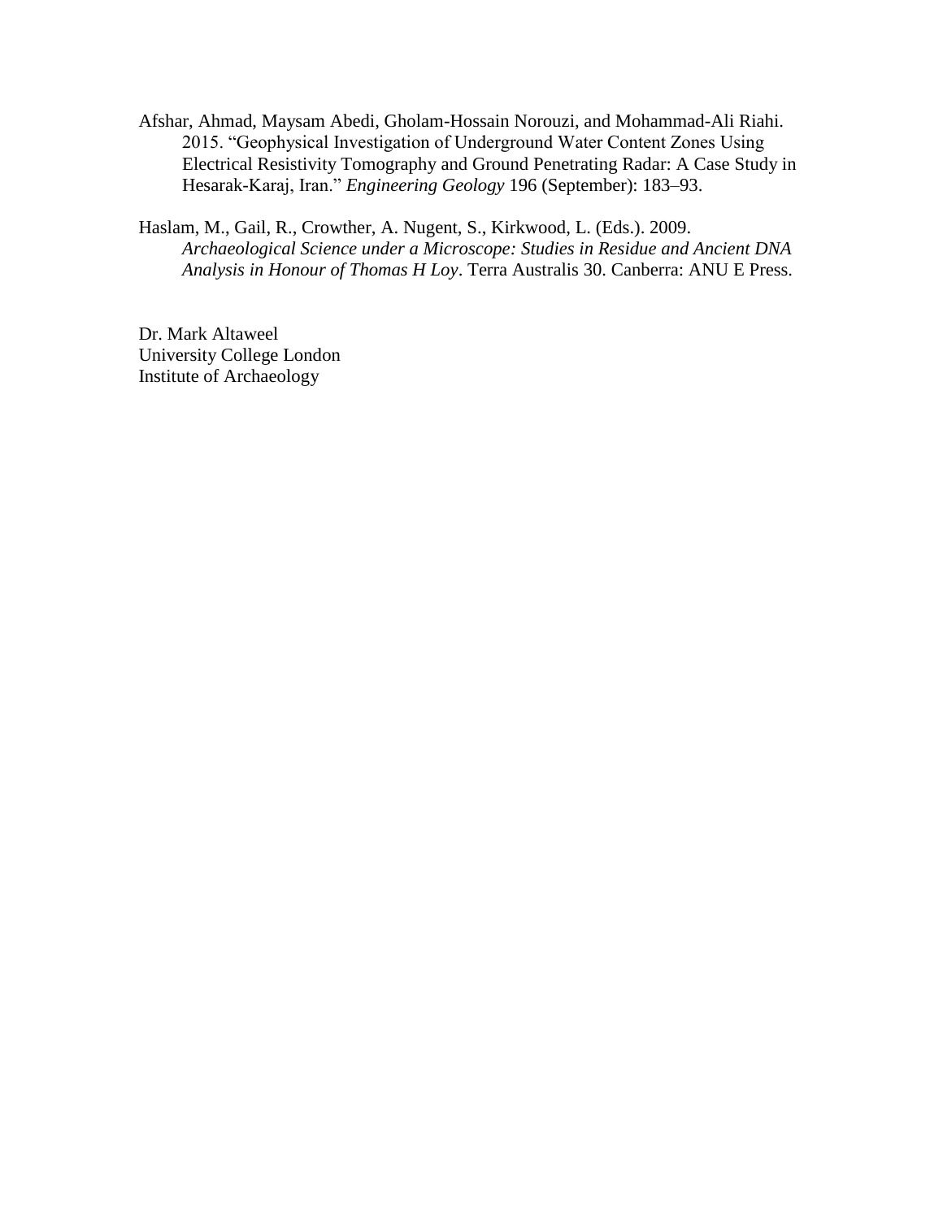Afshar, Ahmad, Maysam Abedi, Gholam-Hossain Norouzi, and Mohammad-Ali Riahi. 2015. "Geophysical Investigation of Underground Water Content Zones Using Electrical Resistivity Tomography and Ground Penetrating Radar: A Case Study in Hesarak-Karaj, Iran." *Engineering Geology* 196 (September): 183–93.

Haslam, M., Gail, R., Crowther, A. Nugent, S., Kirkwood, L. (Eds.). 2009. *Archaeological Science under a Microscope: Studies in Residue and Ancient DNA Analysis in Honour of Thomas H Loy*. Terra Australis 30. Canberra: ANU E Press.

Dr. Mark Altaweel
University College London
Institute of Archaeology